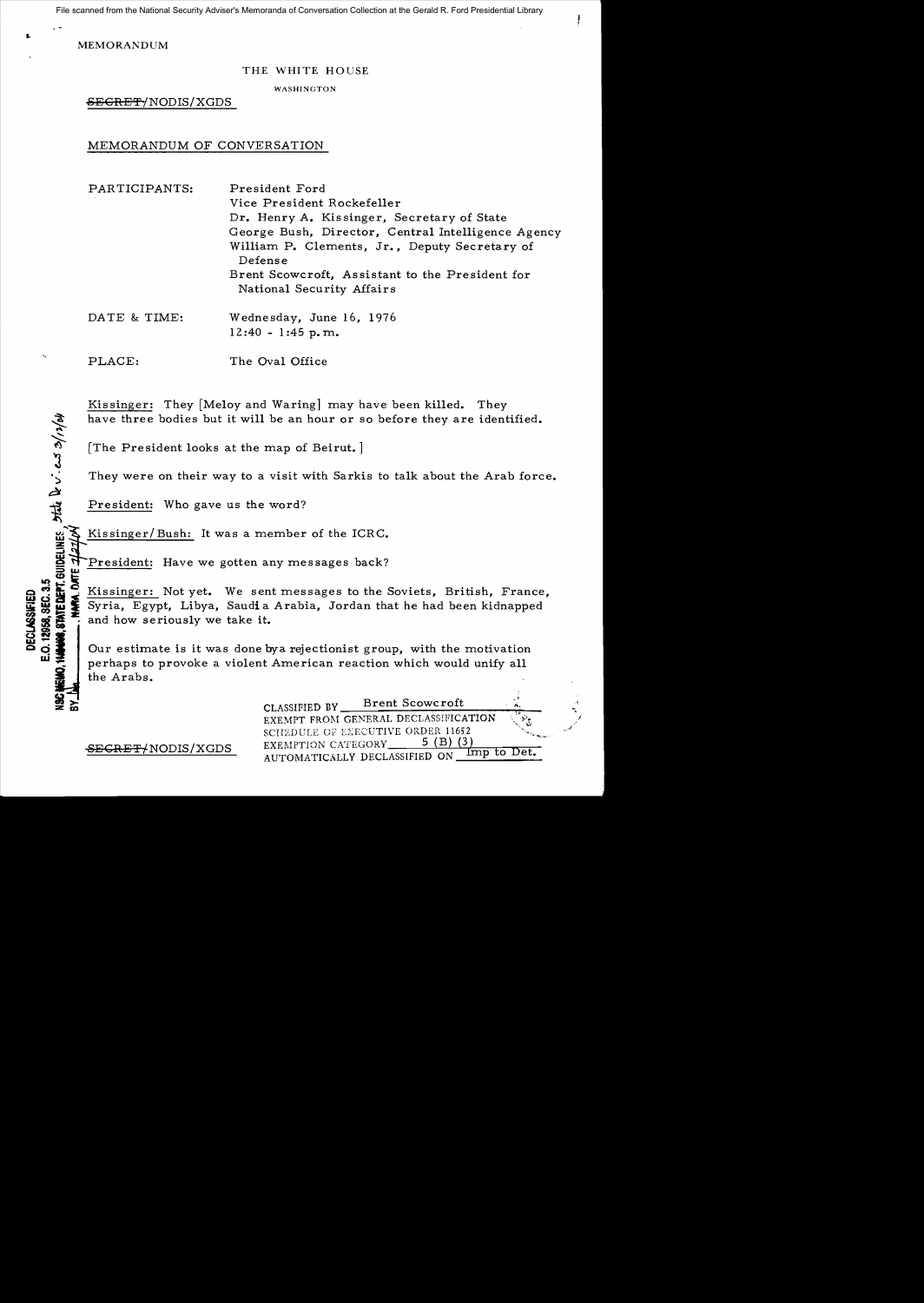MEMORANDUM

THE WHITE HOUSE

WASHINGTON

~~SECRET~~/NODIS/XGDS

MEMORANDUM OF CONVERSATION

PARTICIPANTS: President Ford
Vice President Rockefeller
Dr. Henry A. Kissinger, Secretary of State
George Bush, Director, Central Intelligence Agency
William P. Clements, Jr., Deputy Secretary of Defense
Brent Scowcroft, Assistant to the President for National Security Affairs

DATE & TIME: Wednesday, June 16, 1976
12:40 - 1:45 p.m.

PLACE: The Oval Office

Kissinger: They [Meloy and Waring] may have been killed. They have three bodies but it will be an hour or so before they are identified.

[The President looks at the map of Beirut.]

They were on their way to a visit with Sarkis to talk about the Arab force.

President: Who gave us the word?

Kissinger/Bush: It was a member of the ICRC.

President: Have we gotten any messages back?

Kissinger: Not yet. We sent messages to the Soviets, British, France, Syria, Egypt, Libya, Saudi Arabia, Jordan that he had been kidnapped and how seriously we take it.

Our estimate is it was done by a rejectionist group, with the motivation perhaps to provoke a violent American reaction which would unify all the Arabs.

DECLASSIFIED
E.O. 12958, SEC. 3.5
NSC MEMO, 11/24/98, STATE DEPT. GUIDELINES, State Dv. iew 3/1/04
BY ___, NARA, DATE ___

CLASSIFIED BY Brent Scowcroft
EXEMPT FROM GENERAL DECLASSIFICATION SCHEDULE OF EXECUTIVE ORDER 11652
EXEMPTION CATEGORY 5 (B) (3)
AUTOMATICALLY DECLASSIFIED ON Imp to Det.

~~SECRET~~/NODIS/XGDS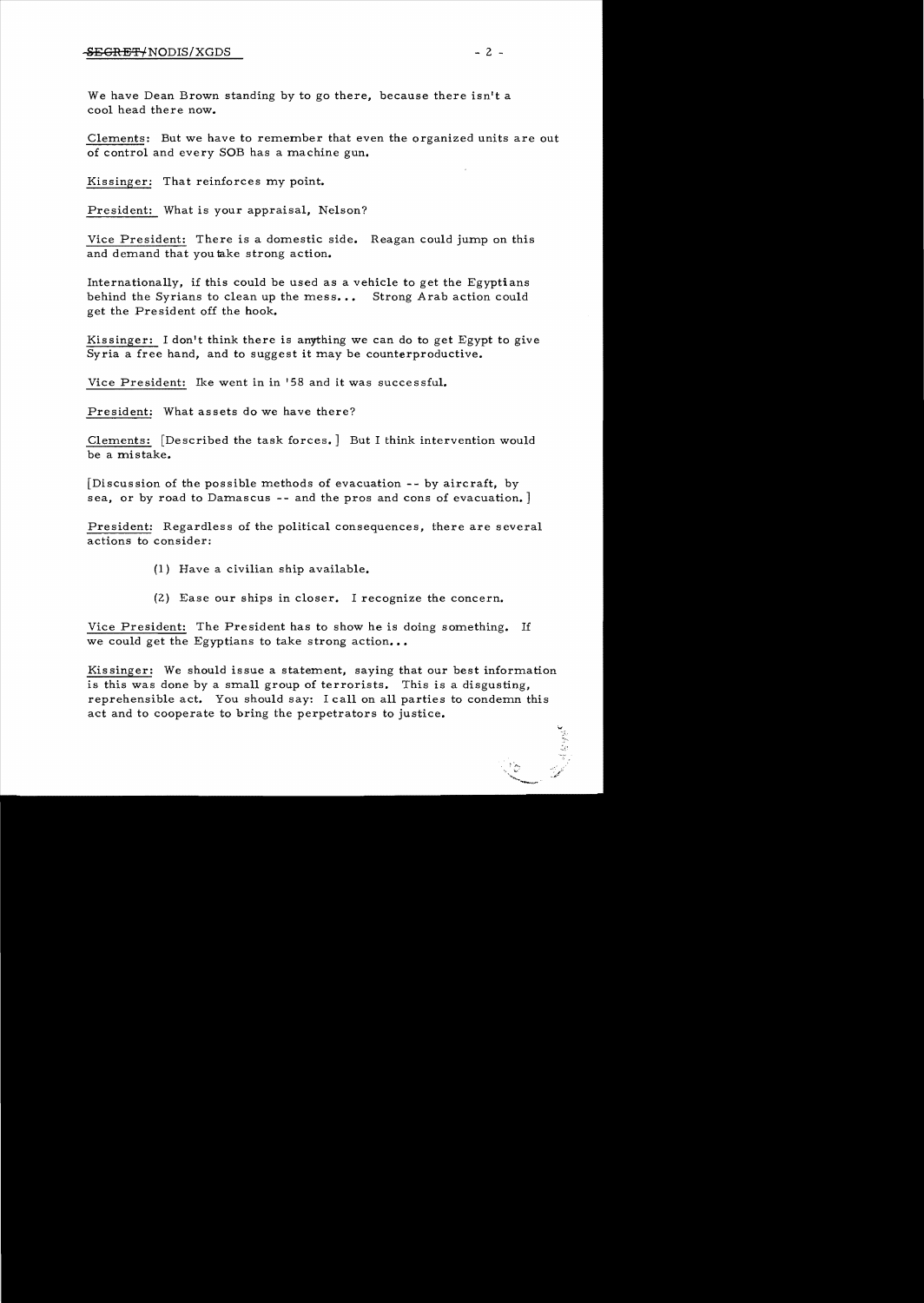We have Dean Brown standing by to go there, because there isn't a cool head there now.

Clements: But we have to remember that even the organized units are out of control and every SOB has a machine gun.

Kissinger: That reinforces my point.

President: What is your appraisal, Nelson?

Vice President: There is a domestic side. Reagan could jump on this and demand that you take strong action.

Internationally, if this could be used as a vehicle to get the Egyptians behind the Syrians to clean up the mess... Strong Arab action could get the President off the hook.

Kissinger: I don't think there is anything we can do to get Egypt to give Syria a free hand, and to suggest it may be counterproductive.

Vice President: Ike went in in '58 and it was successful.

President: What assets do we have there?

Clements: [Described the task forces.] But I think intervention would be a mistake.

[Discussion of the possible methods of evacuation -- by aircraft, by sea, or by road to Damascus -- and the pros and cons of evacuation.]

President: Regardless of the political consequences, there are several actions to consider:

(1) Have a civilian ship available.

(2) Ease our ships in closer. I recognize the concern.

Vice President: The President has to show he is doing something. If we could get the Egyptians to take strong action...

Kissinger: We should issue a statement, saying that our best information is this was done by a small group of terrorists. This is a disgusting, reprehensible act. You should say: I call on all parties to condemn this act and to cooperate to bring the perpetrators to justice.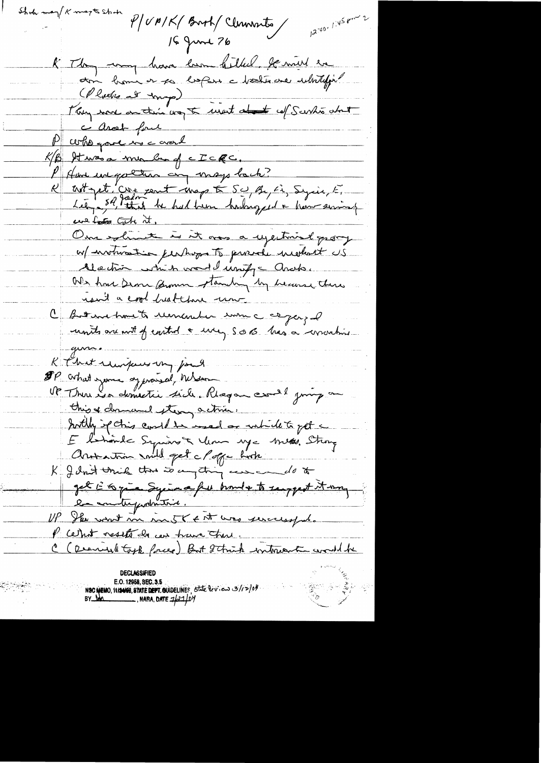Show map/K maps shown

P/VP/K/Brent/Clements/
16 June 76

12:40 - 1:45 pm 2

K They may have been killed. He will be sent home or so before the bodies are identified! (Places at map)

They were on their way to meet about cf Sarkis about the Arab force.

P Who gave us the word

K/B It was a member of the ICRC.

P Have we gotten any maps back?

K Not yet. We sent maps to SU, Br, Fr, Syria, E, Leb, SA, Jordan that he had been kidnapped & have since we got it.

One explanation is it was a rejectionist group w/ motivation perhaps to provoke violent US reaction which would unify the Arabs.

We have Dean Brown standing by because there isn't a cool head there now.

C But we have to remember even the organized units are out of control & every SOB has a machine gun.

K That reinforces my point.

P What you've proposed, Nelson

VP There is a domestic side. Reagan could jump on this & demand strong action.

Initially if this could be used as vehicle to get the E behind the Syrians to clean up the mess. Strong Administration would get the P off the hook.

K I don't think there is anything we can do to get E to give Syria a free hand & to suggest it may be counterproductive.

VP The world run in 5 K & it was successful.

P What assets do we have there.

C (Reviewed task force) But I think intervention would be

DECLASSIFIED
E.O. 12958, SEC. 3.5
NSC MEMO, 11/24/98, STATE DEPT. GUIDELINES, State Review 3/12/04
BY ___, NARA, DATE 7/21/04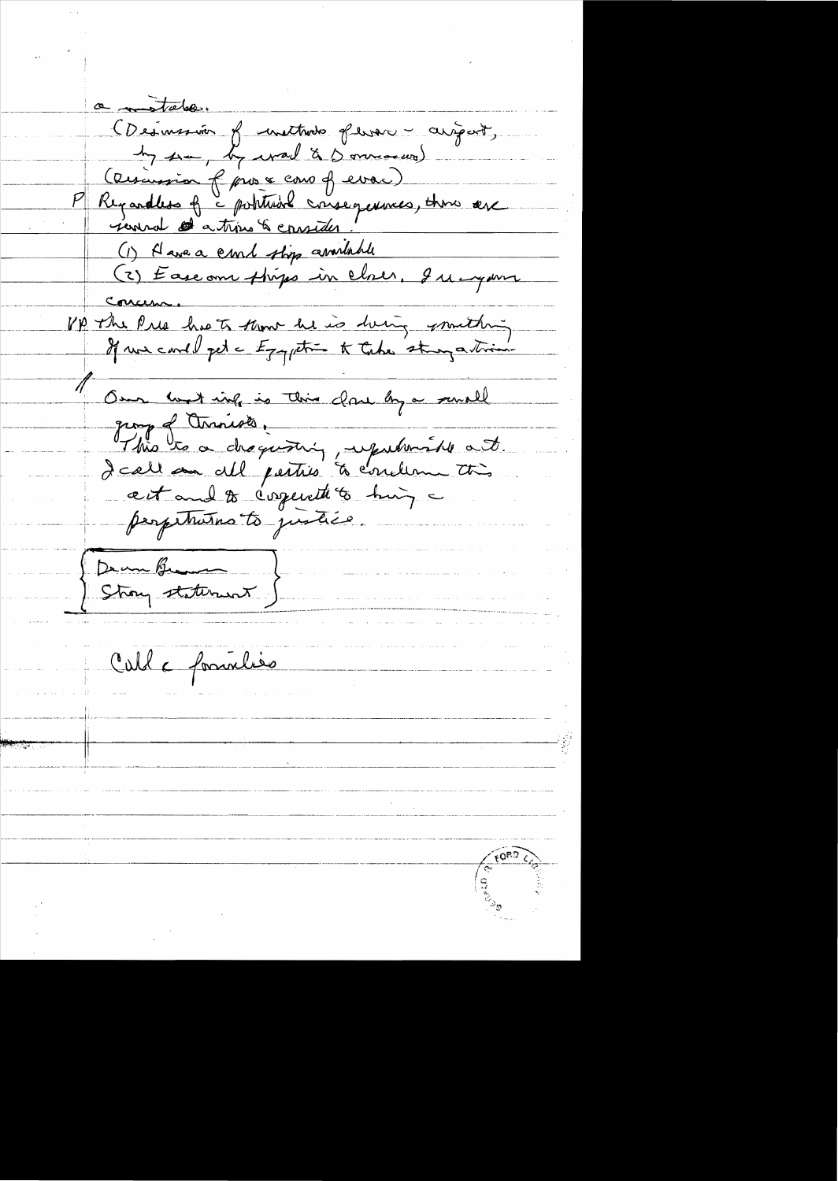a mistake.

(Discussion of methods of evac – airport, by sea, by road to Damascus)

(Discussion of pros & cons of evac)

P Regardless of political consequences, there are several actions to consider.

(1) Have a amph ship available

(2) Ease some ships in closer. I understand concern.

VP The Pres has to show he is doing something. If we could get the Egyptians to take strong action

Our work is this done by a small group of terrorists.

This is a disgusting, unpardonable act.

I call on all parties to condemn this act and to cooperate to bring the perpetrators to justice.

{ Dean Brown
Strong statement }

Call the families